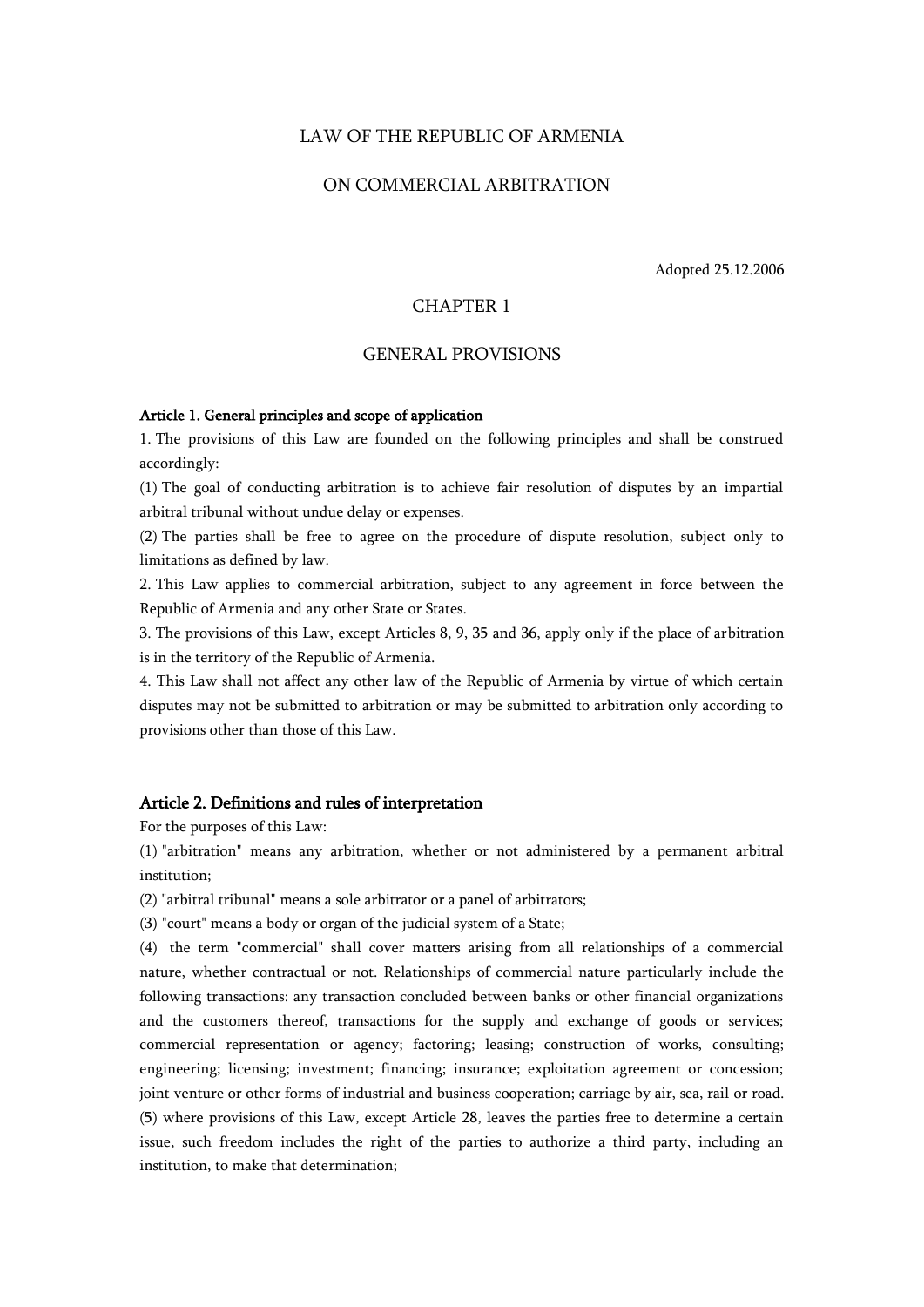# LAW OF THE REPUBLIC OF ARMENIA

# ON COMMERCIAL ARBITRATION

Adopted 25.12.2006

## CHAPTER 1

## GENERAL PROVISIONS

### Article 1. General principles and scope of application

1. The provisions of this Law are founded on the following principles and shall be construed accordingly:

(1) The goal of conducting arbitration is to achieve fair resolution of disputes by an impartial arbitral tribunal without undue delay or expenses.

(2) The parties shall be free to agree on the procedure of dispute resolution, subject only to limitations as defined by law.

2. This Law applies to commercial arbitration, subject to any agreement in force between the Republic of Armenia and any other State or States.

3. The provisions of this Law, except Articles 8, 9, 35 and 36, apply only if the place of arbitration is in the territory of the Republic of Armenia.

4. This Law shall not affect any other law of the Republic of Armenia by virtue of which certain disputes may not be submitted to arbitration or may be submitted to arbitration only according to provisions other than those of this Law.

### Article 2. Definitions and rules of interpretation

For the purposes of this Law:

(1) "arbitration" means any arbitration, whether or not administered by a permanent arbitral institution;

(2) "arbitral tribunal" means a sole arbitrator or a panel of arbitrators;

(3) "court" means a body or organ of the judicial system of a State;

(4) the term "commercial" shall cover matters arising from all relationships of a commercial nature, whether contractual or not. Relationships of commercial nature particularly include the following transactions: any transaction concluded between banks or other financial organizations and the customers thereof, transactions for the supply and exchange of goods or services; commercial representation or agency; factoring; leasing; construction of works, consulting; engineering; licensing; investment; financing; insurance; exploitation agreement or concession; joint venture or other forms of industrial and business cooperation; carriage by air, sea, rail or road.

(5) where provisions of this Law, except Article 28, leaves the parties free to determine a certain issue, such freedom includes the right of the parties to authorize a third party, including an institution, to make that determination;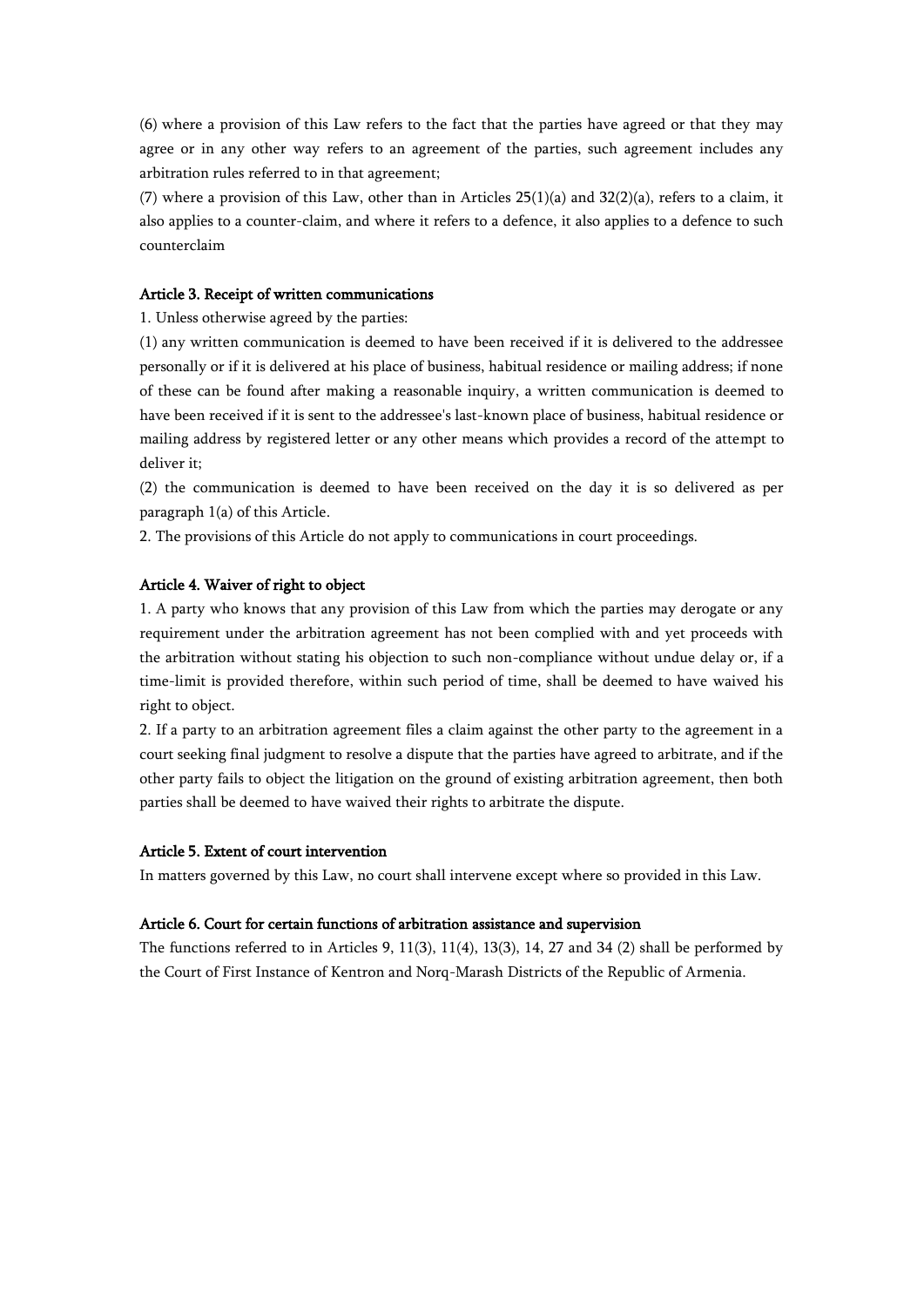(6) where a provision of this Law refers to the fact that the parties have agreed or that they may agree or in any other way refers to an agreement of the parties, such agreement includes any arbitration rules referred to in that agreement;

(7) where a provision of this Law, other than in Articles 25(1)(a) and 32(2)(a), refers to a claim, it also applies to a counter-claim, and where it refers to a defence, it also applies to a defence to such counterclaim

### Article 3. Receipt of written communications

1. Unless otherwise agreed by the parties:

(1) any written communication is deemed to have been received if it is delivered to the addressee personally or if it is delivered at his place of business, habitual residence or mailing address; if none of these can be found after making a reasonable inquiry, a written communication is deemed to have been received if it is sent to the addressee's last-known place of business, habitual residence or mailing address by registered letter or any other means which provides a record of the attempt to deliver it;

(2) the communication is deemed to have been received on the day it is so delivered as per paragraph 1(a) of this Article.

2. The provisions of this Article do not apply to communications in court proceedings.

### Article 4. Waiver of right to object

1. A party who knows that any provision of this Law from which the parties may derogate or any requirement under the arbitration agreement has not been complied with and yet proceeds with the arbitration without stating his objection to such non-compliance without undue delay or, if a time-limit is provided therefore, within such period of time, shall be deemed to have waived his right to object.

2. If a party to an arbitration agreement files a claim against the other party to the agreement in a court seeking final judgment to resolve a dispute that the parties have agreed to arbitrate, and if the other party fails to object the litigation on the ground of existing arbitration agreement, then both parties shall be deemed to have waived their rights to arbitrate the dispute.

### Article 5. Extent of court intervention

In matters governed by this Law, no court shall intervene except where so provided in this Law.

### Article 6. Court for certain functions of arbitration assistance and supervision

The functions referred to in Articles 9, 11(3), 11(4), 13(3), 14, 27 and 34 (2) shall be performed by the Court of First Instance of Kentron and Norq-Marash Districts of the Republic of Armenia.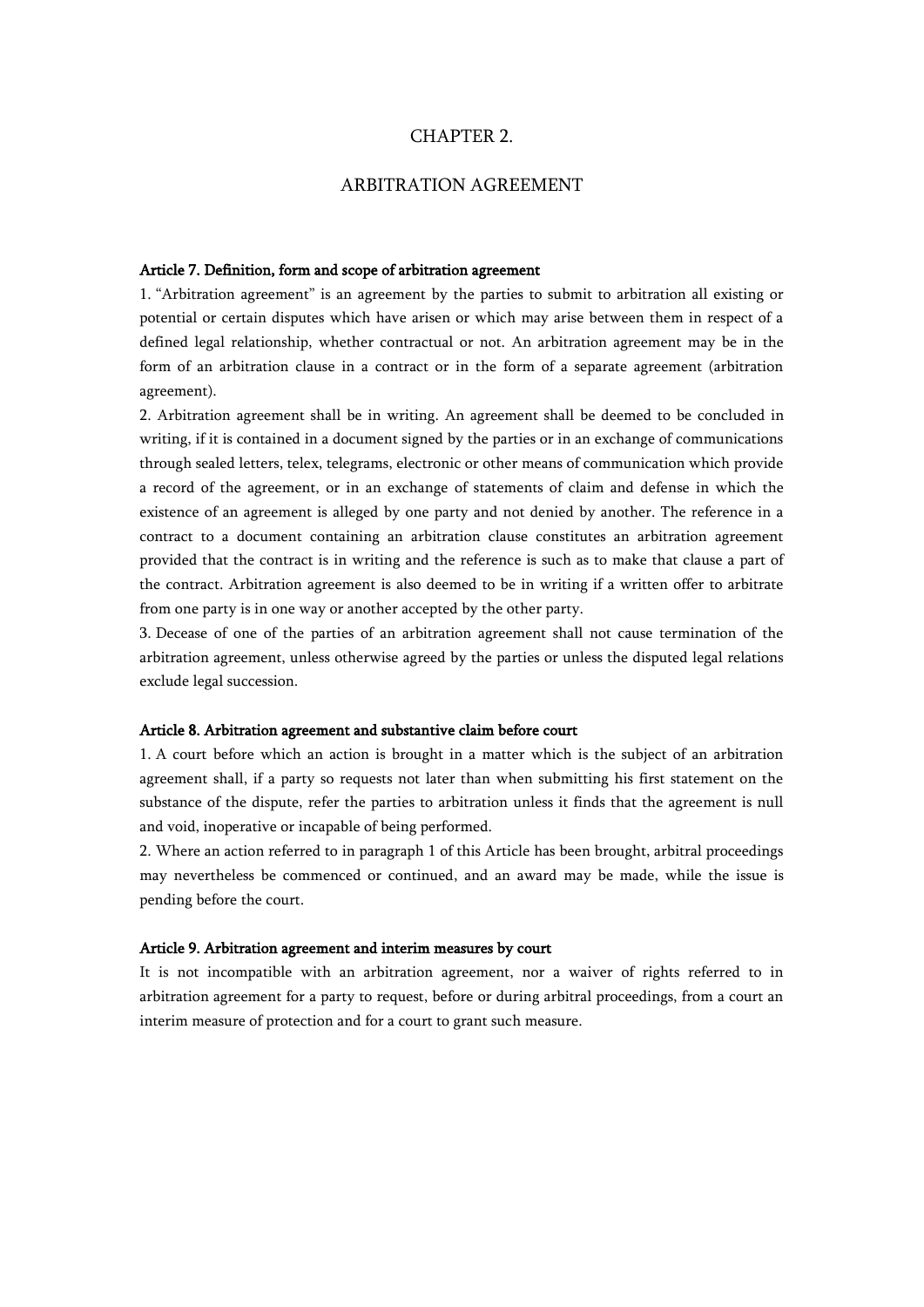# CHAPTER 2.

# ARBITRATION AGREEMENT

### Article 7. Definition, form and scope of arbitration agreement

1. "Arbitration agreement" is an agreement by the parties to submit to arbitration all existing or potential or certain disputes which have arisen or which may arise between them in respect of a defined legal relationship, whether contractual or not. An arbitration agreement may be in the form of an arbitration clause in a contract or in the form of a separate agreement (arbitration agreement).

2. Arbitration agreement shall be in writing. An agreement shall be deemed to be concluded in writing, if it is contained in a document signed by the parties or in an exchange of communications through sealed letters, telex, telegrams, electronic or other means of communication which provide a record of the agreement, or in an exchange of statements of claim and defense in which the existence of an agreement is alleged by one party and not denied by another. The reference in a contract to a document containing an arbitration clause constitutes an arbitration agreement provided that the contract is in writing and the reference is such as to make that clause a part of the contract. Arbitration agreement is also deemed to be in writing if a written offer to arbitrate from one party is in one way or another accepted by the other party.

3. Decease of one of the parties of an arbitration agreement shall not cause termination of the arbitration agreement, unless otherwise agreed by the parties or unless the disputed legal relations exclude legal succession.

### Article 8. Arbitration agreement and substantive claim before court

1. A court before which an action is brought in a matter which is the subject of an arbitration agreement shall, if a party so requests not later than when submitting his first statement on the substance of the dispute, refer the parties to arbitration unless it finds that the agreement is null and void, inoperative or incapable of being performed.

2. Where an action referred to in paragraph 1 of this Article has been brought, arbitral proceedings may nevertheless be commenced or continued, and an award may be made, while the issue is pending before the court.

### Article 9. Arbitration agreement and interim measures by court

It is not incompatible with an arbitration agreement, nor a waiver of rights referred to in arbitration agreement for a party to request, before or during arbitral proceedings, from a court an interim measure of protection and for a court to grant such measure.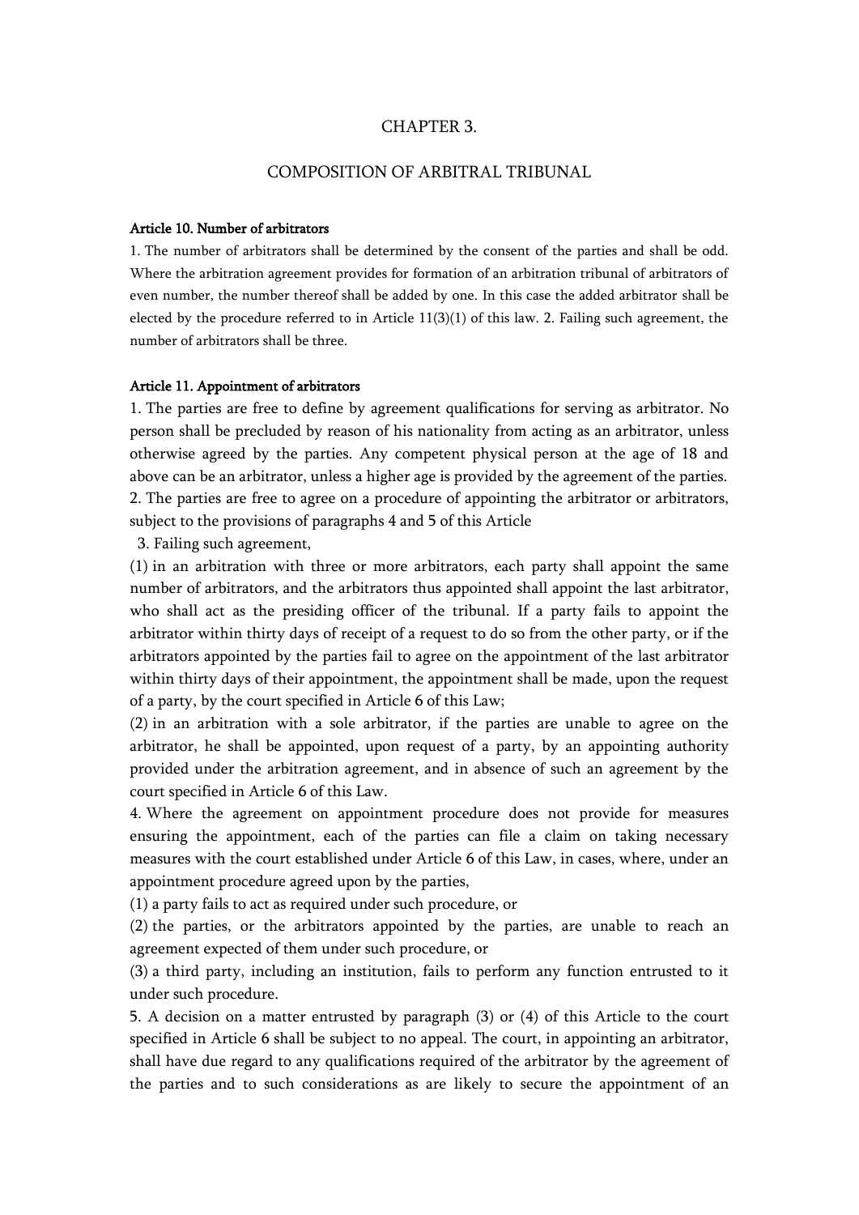# CHAPTER 3.

## COMPOSITION OF ARBITRAL TRIBUNAL

**Article 10. Number of arbitrators**

1. The number of arbitrators shall be determined by the consent of the parties and shall be odd. Where the arbitration agreement provides for formation of an arbitration tribunal of arbitrators of even number, the number thereof shall be added by one. In this case the added arbitrator shall be elected by the procedure referred to in Article 11(3)(1) of this law. 2. Failing such agreement, the number of arbitrators shall be three.

**Article 11. Appointment of arbitrators**

1. The parties are free to define by agreement qualifications for serving as arbitrator. No person shall be precluded by reason of his nationality from acting as an arbitrator, unless otherwise agreed by the parties. Any competent physical person at the age of 18 and above can be an arbitrator, unless a higher age is provided by the agreement of the parties.
2. The parties are free to agree on a procedure of appointing the arbitrator or arbitrators, subject to the provisions of paragraphs 4 and 5 of this Article
3. Failing such agreement,

(1) in an arbitration with three or more arbitrators, each party shall appoint the same number of arbitrators, and the arbitrators thus appointed shall appoint the last arbitrator, who shall act as the presiding officer of the tribunal. If a party fails to appoint the arbitrator within thirty days of receipt of a request to do so from the other party, or if the arbitrators appointed by the parties fail to agree on the appointment of the last arbitrator within thirty days of their appointment, the appointment shall be made, upon the request of a party, by the court specified in Article 6 of this Law;

(2) in an arbitration with a sole arbitrator, if the parties are unable to agree on the arbitrator, he shall be appointed, upon request of a party, by an appointing authority provided under the arbitration agreement, and in absence of such an agreement by the court specified in Article 6 of this Law.

4. Where the agreement on appointment procedure does not provide for measures ensuring the appointment, each of the parties can file a claim on taking necessary measures with the court established under Article 6 of this Law, in cases, where, under an appointment procedure agreed upon by the parties,

(1) a party fails to act as required under such procedure, or

(2) the parties, or the arbitrators appointed by the parties, are unable to reach an agreement expected of them under such procedure, or

(3) a third party, including an institution, fails to perform any function entrusted to it under such procedure.

5. A decision on a matter entrusted by paragraph (3) or (4) of this Article to the court specified in Article 6 shall be subject to no appeal. The court, in appointing an arbitrator, shall have due regard to any qualifications required of the arbitrator by the agreement of the parties and to such considerations as are likely to secure the appointment of an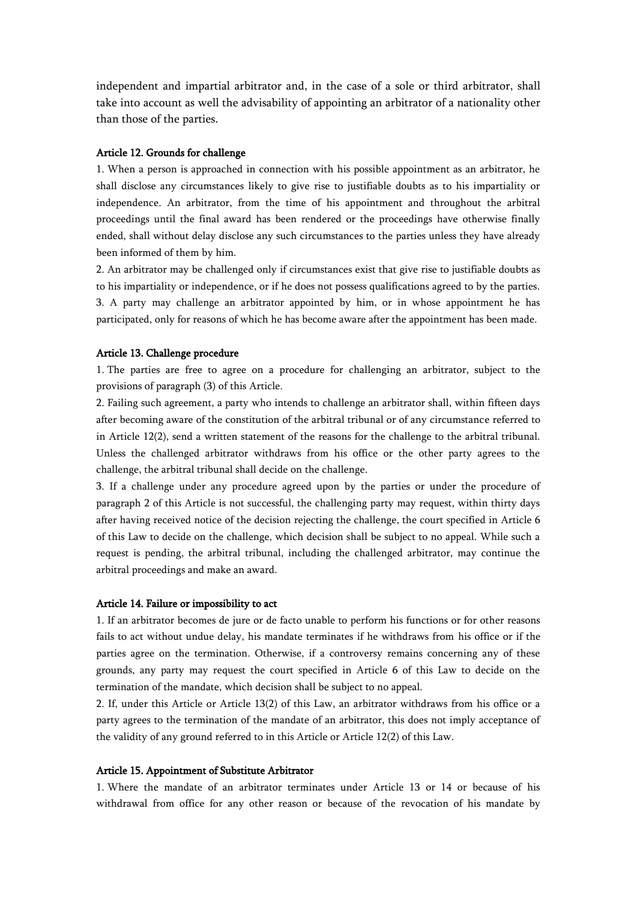independent and impartial arbitrator and, in the case of a sole or third arbitrator, shall take into account as well the advisability of appointing an arbitrator of a nationality other than those of the parties.

**Article 12. Grounds for challenge**

1. When a person is approached in connection with his possible appointment as an arbitrator, he shall disclose any circumstances likely to give rise to justifiable doubts as to his impartiality or independence. An arbitrator, from the time of his appointment and throughout the arbitral proceedings until the final award has been rendered or the proceedings have otherwise finally ended, shall without delay disclose any such circumstances to the parties unless they have already been informed of them by him.
2. An arbitrator may be challenged only if circumstances exist that give rise to justifiable doubts as to his impartiality or independence, or if he does not possess qualifications agreed to by the parties.
3. A party may challenge an arbitrator appointed by him, or in whose appointment he has participated, only for reasons of which he has become aware after the appointment has been made.

**Article 13. Challenge procedure**

1. The parties are free to agree on a procedure for challenging an arbitrator, subject to the provisions of paragraph (3) of this Article.
2. Failing such agreement, a party who intends to challenge an arbitrator shall, within fifteen days after becoming aware of the constitution of the arbitral tribunal or of any circumstance referred to in Article 12(2), send a written statement of the reasons for the challenge to the arbitral tribunal. Unless the challenged arbitrator withdraws from his office or the other party agrees to the challenge, the arbitral tribunal shall decide on the challenge.
3. If a challenge under any procedure agreed upon by the parties or under the procedure of paragraph 2 of this Article is not successful, the challenging party may request, within thirty days after having received notice of the decision rejecting the challenge, the court specified in Article 6 of this Law to decide on the challenge, which decision shall be subject to no appeal. While such a request is pending, the arbitral tribunal, including the challenged arbitrator, may continue the arbitral proceedings and make an award.

**Article 14. Failure or impossibility to act**

1. If an arbitrator becomes de jure or de facto unable to perform his functions or for other reasons fails to act without undue delay, his mandate terminates if he withdraws from his office or if the parties agree on the termination. Otherwise, if a controversy remains concerning any of these grounds, any party may request the court specified in Article 6 of this Law to decide on the termination of the mandate, which decision shall be subject to no appeal.
2. If, under this Article or Article 13(2) of this Law, an arbitrator withdraws from his office or a party agrees to the termination of the mandate of an arbitrator, this does not imply acceptance of the validity of any ground referred to in this Article or Article 12(2) of this Law.

**Article 15. Appointment of Substitute Arbitrator**

1. Where the mandate of an arbitrator terminates under Article 13 or 14 or because of his withdrawal from office for any other reason or because of the revocation of his mandate by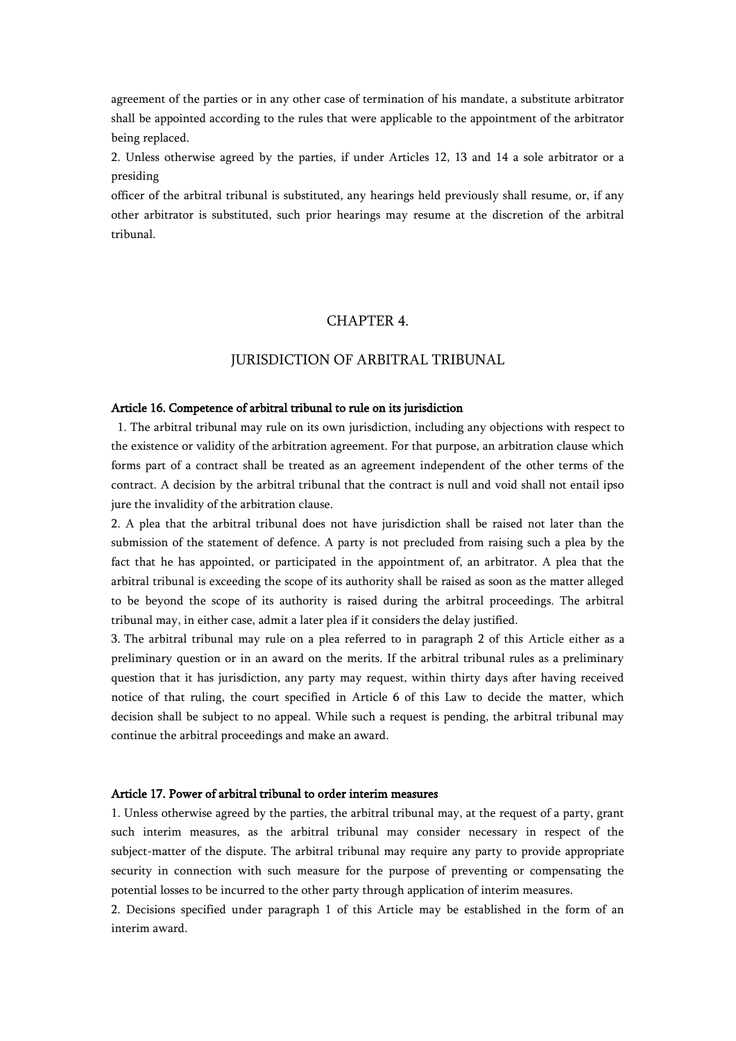agreement of the parties or in any other case of termination of his mandate, a substitute arbitrator shall be appointed according to the rules that were applicable to the appointment of the arbitrator being replaced.

2. Unless otherwise agreed by the parties, if under Articles 12, 13 and 14 a sole arbitrator or a presiding officer of the arbitral tribunal is substituted, any hearings held previously shall resume, or, if any other arbitrator is substituted, such prior hearings may resume at the discretion of the arbitral tribunal.

## CHAPTER 4.

## JURISDICTION OF ARBITRAL TRIBUNAL

### Article 16. Competence of arbitral tribunal to rule on its jurisdiction

1. The arbitral tribunal may rule on its own jurisdiction, including any objections with respect to the existence or validity of the arbitration agreement. For that purpose, an arbitration clause which forms part of a contract shall be treated as an agreement independent of the other terms of the contract. A decision by the arbitral tribunal that the contract is null and void shall not entail ipso jure the invalidity of the arbitration clause.

2. A plea that the arbitral tribunal does not have jurisdiction shall be raised not later than the submission of the statement of defence. A party is not precluded from raising such a plea by the fact that he has appointed, or participated in the appointment of, an arbitrator. A plea that the arbitral tribunal is exceeding the scope of its authority shall be raised as soon as the matter alleged to be beyond the scope of its authority is raised during the arbitral proceedings. The arbitral tribunal may, in either case, admit a later plea if it considers the delay justified.

3. The arbitral tribunal may rule on a plea referred to in paragraph 2 of this Article either as a preliminary question or in an award on the merits. If the arbitral tribunal rules as a preliminary question that it has jurisdiction, any party may request, within thirty days after having received notice of that ruling, the court specified in Article 6 of this Law to decide the matter, which decision shall be subject to no appeal. While such a request is pending, the arbitral tribunal may continue the arbitral proceedings and make an award.

### Article 17. Power of arbitral tribunal to order interim measures

1. Unless otherwise agreed by the parties, the arbitral tribunal may, at the request of a party, grant such interim measures, as the arbitral tribunal may consider necessary in respect of the subject-matter of the dispute. The arbitral tribunal may require any party to provide appropriate security in connection with such measure for the purpose of preventing or compensating the potential losses to be incurred to the other party through application of interim measures.

2. Decisions specified under paragraph 1 of this Article may be established in the form of an interim award.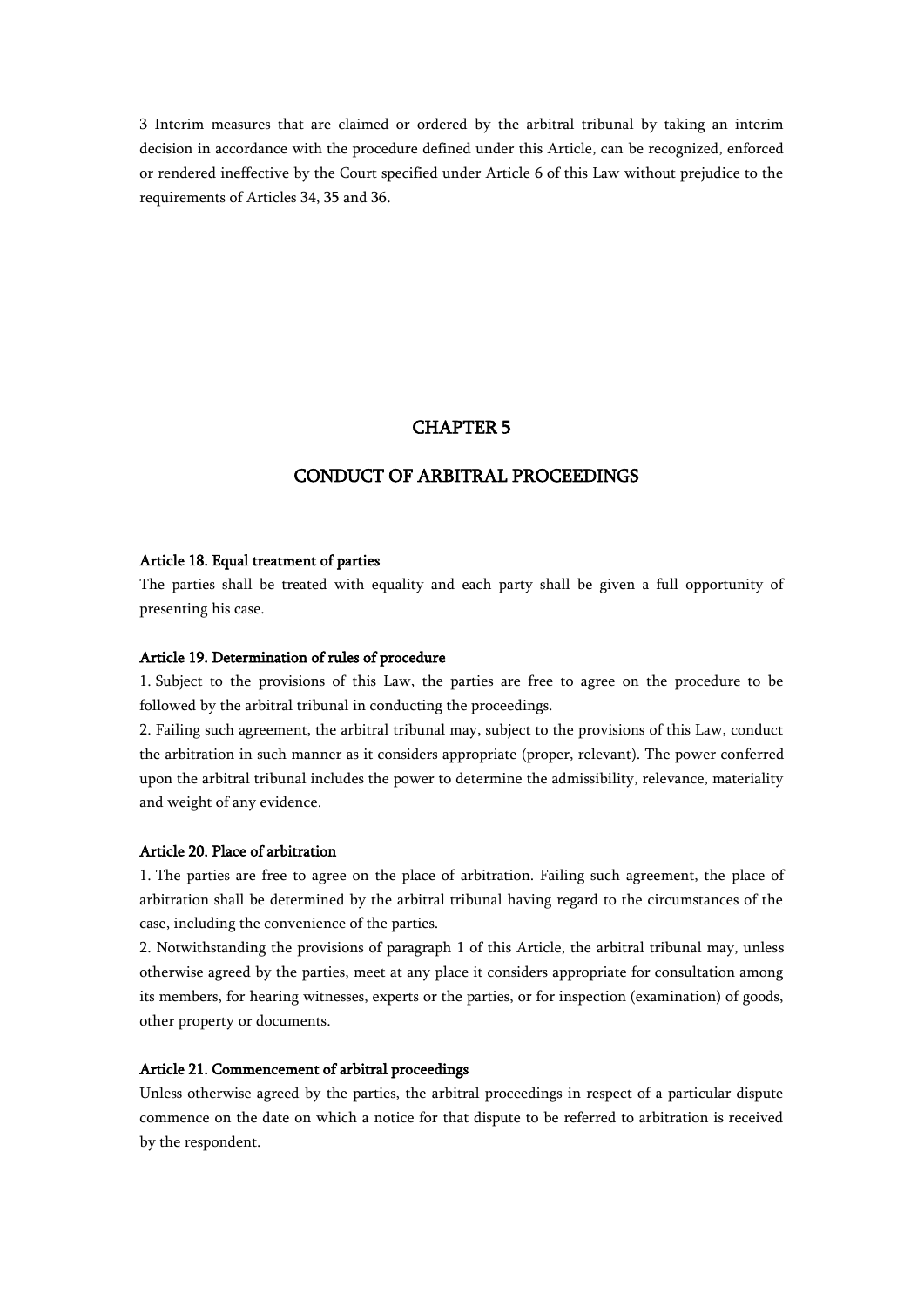3 Interim measures that are claimed or ordered by the arbitral tribunal by taking an interim decision in accordance with the procedure defined under this Article, can be recognized, enforced or rendered ineffective by the Court specified under Article 6 of this Law without prejudice to the requirements of Articles 34, 35 and 36.

## CHAPTER 5

## CONDUCT OF ARBITRAL PROCEEDINGS

**Article 18. Equal treatment of parties**

The parties shall be treated with equality and each party shall be given a full opportunity of presenting his case.

**Article 19. Determination of rules of procedure**

1. Subject to the provisions of this Law, the parties are free to agree on the procedure to be followed by the arbitral tribunal in conducting the proceedings.
2. Failing such agreement, the arbitral tribunal may, subject to the provisions of this Law, conduct the arbitration in such manner as it considers appropriate (proper, relevant). The power conferred upon the arbitral tribunal includes the power to determine the admissibility, relevance, materiality and weight of any evidence.

**Article 20. Place of arbitration**

1. The parties are free to agree on the place of arbitration. Failing such agreement, the place of arbitration shall be determined by the arbitral tribunal having regard to the circumstances of the case, including the convenience of the parties.
2. Notwithstanding the provisions of paragraph 1 of this Article, the arbitral tribunal may, unless otherwise agreed by the parties, meet at any place it considers appropriate for consultation among its members, for hearing witnesses, experts or the parties, or for inspection (examination) of goods, other property or documents.

**Article 21. Commencement of arbitral proceedings**

Unless otherwise agreed by the parties, the arbitral proceedings in respect of a particular dispute commence on the date on which a notice for that dispute to be referred to arbitration is received by the respondent.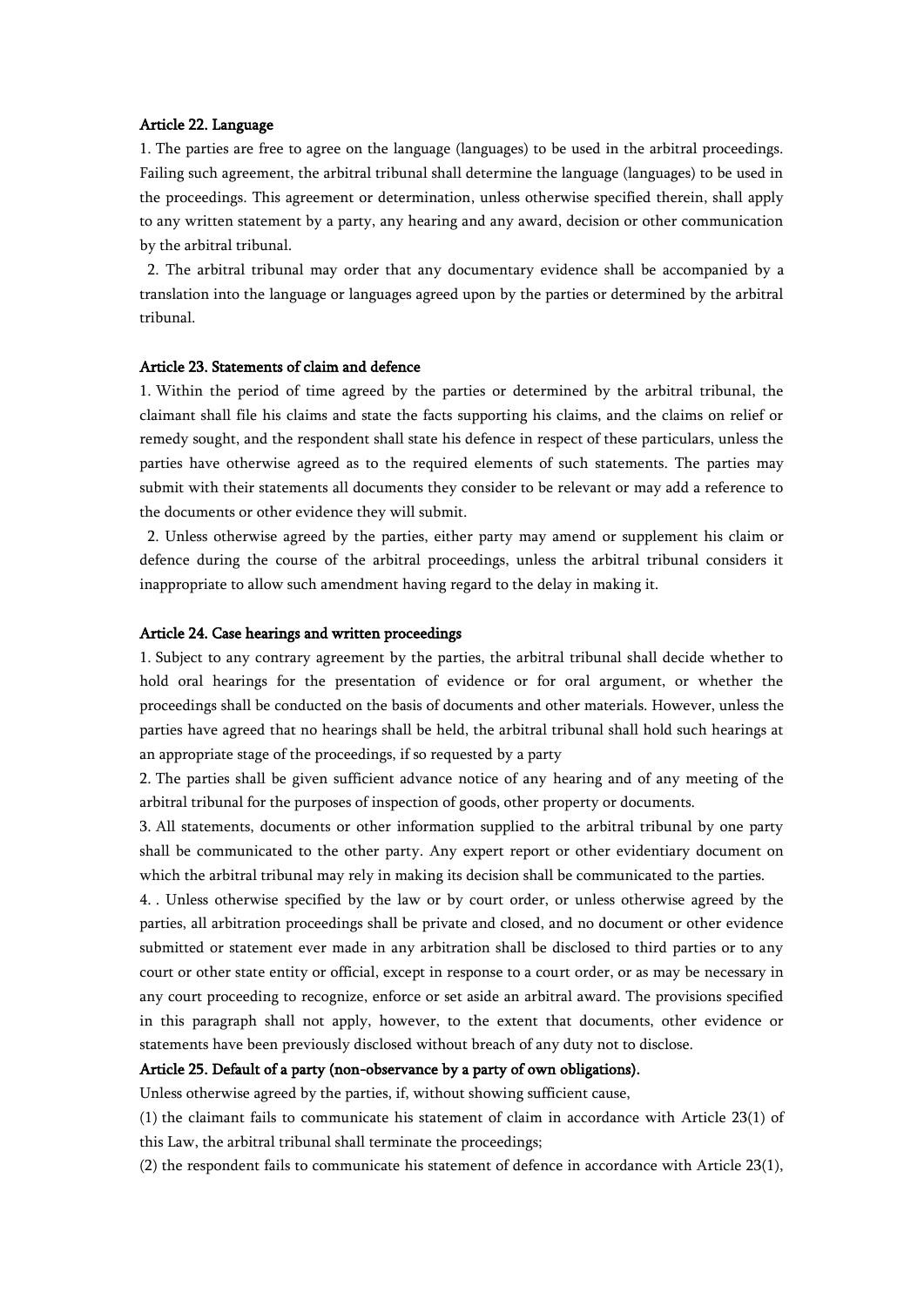**Article 22. Language**

1. The parties are free to agree on the language (languages) to be used in the arbitral proceedings. Failing such agreement, the arbitral tribunal shall determine the language (languages) to be used in the proceedings. This agreement or determination, unless otherwise specified therein, shall apply to any written statement by a party, any hearing and any award, decision or other communication by the arbitral tribunal.

2. The arbitral tribunal may order that any documentary evidence shall be accompanied by a translation into the language or languages agreed upon by the parties or determined by the arbitral tribunal.

**Article 23. Statements of claim and defence**

1. Within the period of time agreed by the parties or determined by the arbitral tribunal, the claimant shall file his claims and state the facts supporting his claims, and the claims on relief or remedy sought, and the respondent shall state his defence in respect of these particulars, unless the parties have otherwise agreed as to the required elements of such statements. The parties may submit with their statements all documents they consider to be relevant or may add a reference to the documents or other evidence they will submit.

2. Unless otherwise agreed by the parties, either party may amend or supplement his claim or defence during the course of the arbitral proceedings, unless the arbitral tribunal considers it inappropriate to allow such amendment having regard to the delay in making it.

**Article 24. Case hearings and written proceedings**

1. Subject to any contrary agreement by the parties, the arbitral tribunal shall decide whether to hold oral hearings for the presentation of evidence or for oral argument, or whether the proceedings shall be conducted on the basis of documents and other materials. However, unless the parties have agreed that no hearings shall be held, the arbitral tribunal shall hold such hearings at an appropriate stage of the proceedings, if so requested by a party

2. The parties shall be given sufficient advance notice of any hearing and of any meeting of the arbitral tribunal for the purposes of inspection of goods, other property or documents.

3. All statements, documents or other information supplied to the arbitral tribunal by one party shall be communicated to the other party. Any expert report or other evidentiary document on which the arbitral tribunal may rely in making its decision shall be communicated to the parties.

4. . Unless otherwise specified by the law or by court order, or unless otherwise agreed by the parties, all arbitration proceedings shall be private and closed, and no document or other evidence submitted or statement ever made in any arbitration shall be disclosed to third parties or to any court or other state entity or official, except in response to a court order, or as may be necessary in any court proceeding to recognize, enforce or set aside an arbitral award. The provisions specified in this paragraph shall not apply, however, to the extent that documents, other evidence or statements have been previously disclosed without breach of any duty not to disclose.

**Article 25. Default of a party (non-observance by a party of own obligations).**

Unless otherwise agreed by the parties, if, without showing sufficient cause,

(1) the claimant fails to communicate his statement of claim in accordance with Article 23(1) of this Law, the arbitral tribunal shall terminate the proceedings;

(2) the respondent fails to communicate his statement of defence in accordance with Article 23(1),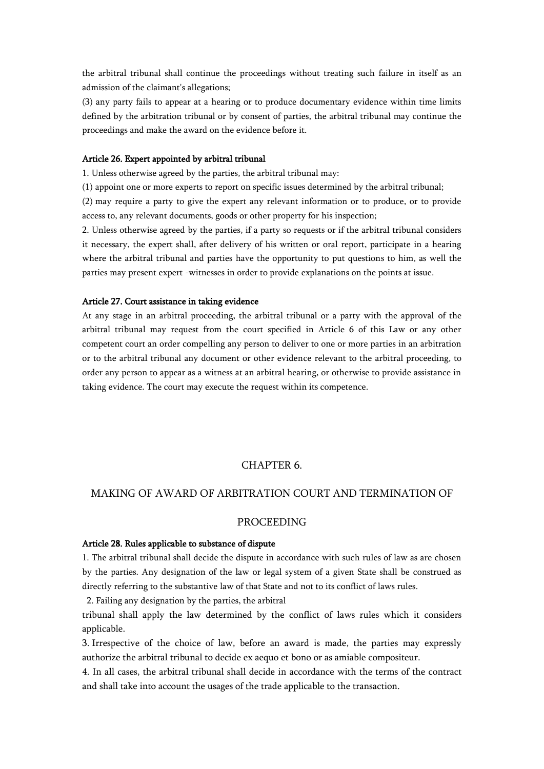the arbitral tribunal shall continue the proceedings without treating such failure in itself as an admission of the claimant's allegations;

(3) any party fails to appear at a hearing or to produce documentary evidence within time limits defined by the arbitration tribunal or by consent of parties, the arbitral tribunal may continue the proceedings and make the award on the evidence before it.

**Article 26. Expert appointed by arbitral tribunal**

1. Unless otherwise agreed by the parties, the arbitral tribunal may:

(1) appoint one or more experts to report on specific issues determined by the arbitral tribunal;

(2) may require a party to give the expert any relevant information or to produce, or to provide access to, any relevant documents, goods or other property for his inspection;

2. Unless otherwise agreed by the parties, if a party so requests or if the arbitral tribunal considers it necessary, the expert shall, after delivery of his written or oral report, participate in a hearing where the arbitral tribunal and parties have the opportunity to put questions to him, as well the parties may present expert -witnesses in order to provide explanations on the points at issue.

**Article 27. Court assistance in taking evidence**

At any stage in an arbitral proceeding, the arbitral tribunal or a party with the approval of the arbitral tribunal may request from the court specified in Article 6 of this Law or any other competent court an order compelling any person to deliver to one or more parties in an arbitration or to the arbitral tribunal any document or other evidence relevant to the arbitral proceeding, to order any person to appear as a witness at an arbitral hearing, or otherwise to provide assistance in taking evidence. The court may execute the request within its competence.

## CHAPTER 6.

## MAKING OF AWARD OF ARBITRATION COURT AND TERMINATION OF PROCEEDING

**Article 28. Rules applicable to substance of dispute**

1. The arbitral tribunal shall decide the dispute in accordance with such rules of law as are chosen by the parties. Any designation of the law or legal system of a given State shall be construed as directly referring to the substantive law of that State and not to its conflict of laws rules.

2. Failing any designation by the parties, the arbitral tribunal shall apply the law determined by the conflict of laws rules which it considers applicable.

3. Irrespective of the choice of law, before an award is made, the parties may expressly authorize the arbitral tribunal to decide ex aequo et bono or as amiable compositeur.

4. In all cases, the arbitral tribunal shall decide in accordance with the terms of the contract and shall take into account the usages of the trade applicable to the transaction.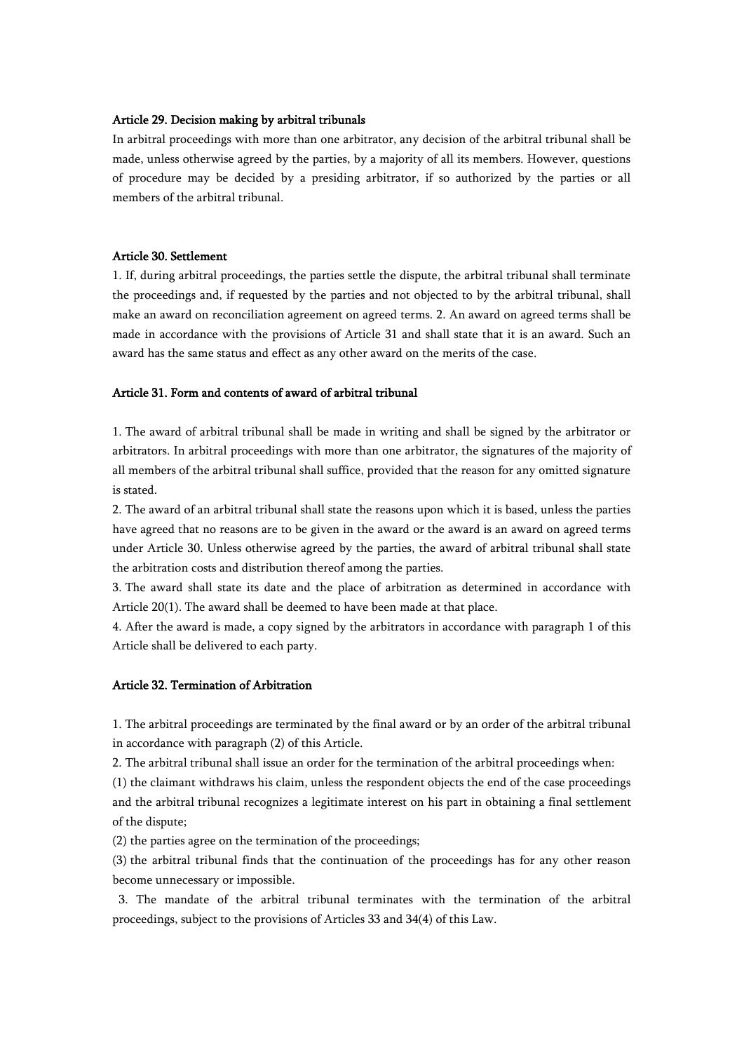#### Article 29. Decision making by arbitral tribunals

In arbitral proceedings with more than one arbitrator, any decision of the arbitral tribunal shall be made, unless otherwise agreed by the parties, by a majority of all its members. However, questions of procedure may be decided by a presiding arbitrator, if so authorized by the parties or all members of the arbitral tribunal.

#### Article 30. Settlement

1. If, during arbitral proceedings, the parties settle the dispute, the arbitral tribunal shall terminate the proceedings and, if requested by the parties and not objected to by the arbitral tribunal, shall make an award on reconciliation agreement on agreed terms. 2. An award on agreed terms shall be made in accordance with the provisions of Article 31 and shall state that it is an award. Such an award has the same status and effect as any other award on the merits of the case.

#### Article 31. Form and contents of award of arbitral tribunal

1. The award of arbitral tribunal shall be made in writing and shall be signed by the arbitrator or arbitrators. In arbitral proceedings with more than one arbitrator, the signatures of the majority of all members of the arbitral tribunal shall suffice, provided that the reason for any omitted signature is stated.
2. The award of an arbitral tribunal shall state the reasons upon which it is based, unless the parties have agreed that no reasons are to be given in the award or the award is an award on agreed terms under Article 30. Unless otherwise agreed by the parties, the award of arbitral tribunal shall state the arbitration costs and distribution thereof among the parties.
3. The award shall state its date and the place of arbitration as determined in accordance with Article 20(1). The award shall be deemed to have been made at that place.
4. After the award is made, a copy signed by the arbitrators in accordance with paragraph 1 of this Article shall be delivered to each party.

#### Article 32. Termination of Arbitration

1. The arbitral proceedings are terminated by the final award or by an order of the arbitral tribunal in accordance with paragraph (2) of this Article.
2. The arbitral tribunal shall issue an order for the termination of the arbitral proceedings when:

(1) the claimant withdraws his claim, unless the respondent objects the end of the case proceedings and the arbitral tribunal recognizes a legitimate interest on his part in obtaining a final settlement of the dispute;

(2) the parties agree on the termination of the proceedings;

(3) the arbitral tribunal finds that the continuation of the proceedings has for any other reason become unnecessary or impossible.

3. The mandate of the arbitral tribunal terminates with the termination of the arbitral proceedings, subject to the provisions of Articles 33 and 34(4) of this Law.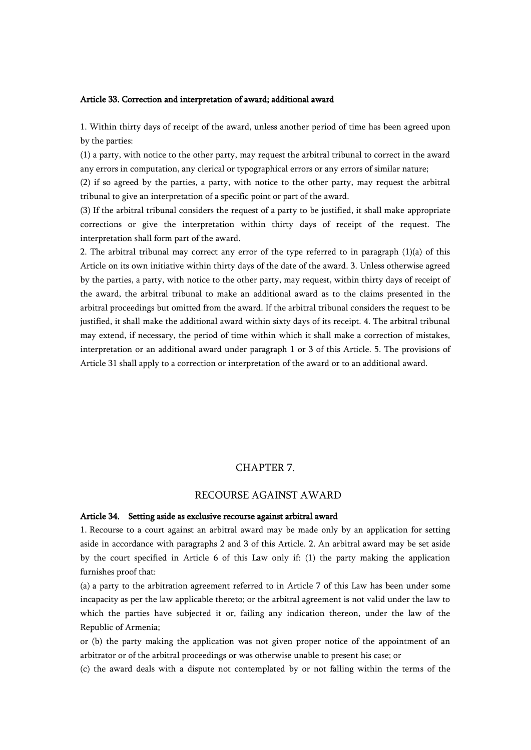**Article 33. Correction and interpretation of award; additional award**

1. Within thirty days of receipt of the award, unless another period of time has been agreed upon by the parties:

(1) a party, with notice to the other party, may request the arbitral tribunal to correct in the award any errors in computation, any clerical or typographical errors or any errors of similar nature;

(2) if so agreed by the parties, a party, with notice to the other party, may request the arbitral tribunal to give an interpretation of a specific point or part of the award.

(3) If the arbitral tribunal considers the request of a party to be justified, it shall make appropriate corrections or give the interpretation within thirty days of receipt of the request. The interpretation shall form part of the award.

2. The arbitral tribunal may correct any error of the type referred to in paragraph (1)(a) of this Article on its own initiative within thirty days of the date of the award. 3. Unless otherwise agreed by the parties, a party, with notice to the other party, may request, within thirty days of receipt of the award, the arbitral tribunal to make an additional award as to the claims presented in the arbitral proceedings but omitted from the award. If the arbitral tribunal considers the request to be justified, it shall make the additional award within sixty days of its receipt. 4. The arbitral tribunal may extend, if necessary, the period of time within which it shall make a correction of mistakes, interpretation or an additional award under paragraph 1 or 3 of this Article. 5. The provisions of Article 31 shall apply to a correction or interpretation of the award or to an additional award.

## CHAPTER 7.

## RECOURSE AGAINST AWARD

**Article 34. Setting aside as exclusive recourse against arbitral award**

1. Recourse to a court against an arbitral award may be made only by an application for setting aside in accordance with paragraphs 2 and 3 of this Article. 2. An arbitral award may be set aside by the court specified in Article 6 of this Law only if: (1) the party making the application furnishes proof that:

(a) a party to the arbitration agreement referred to in Article 7 of this Law has been under some incapacity as per the law applicable thereto; or the arbitral agreement is not valid under the law to which the parties have subjected it or, failing any indication thereon, under the law of the Republic of Armenia;

or (b) the party making the application was not given proper notice of the appointment of an arbitrator or of the arbitral proceedings or was otherwise unable to present his case; or

(c) the award deals with a dispute not contemplated by or not falling within the terms of the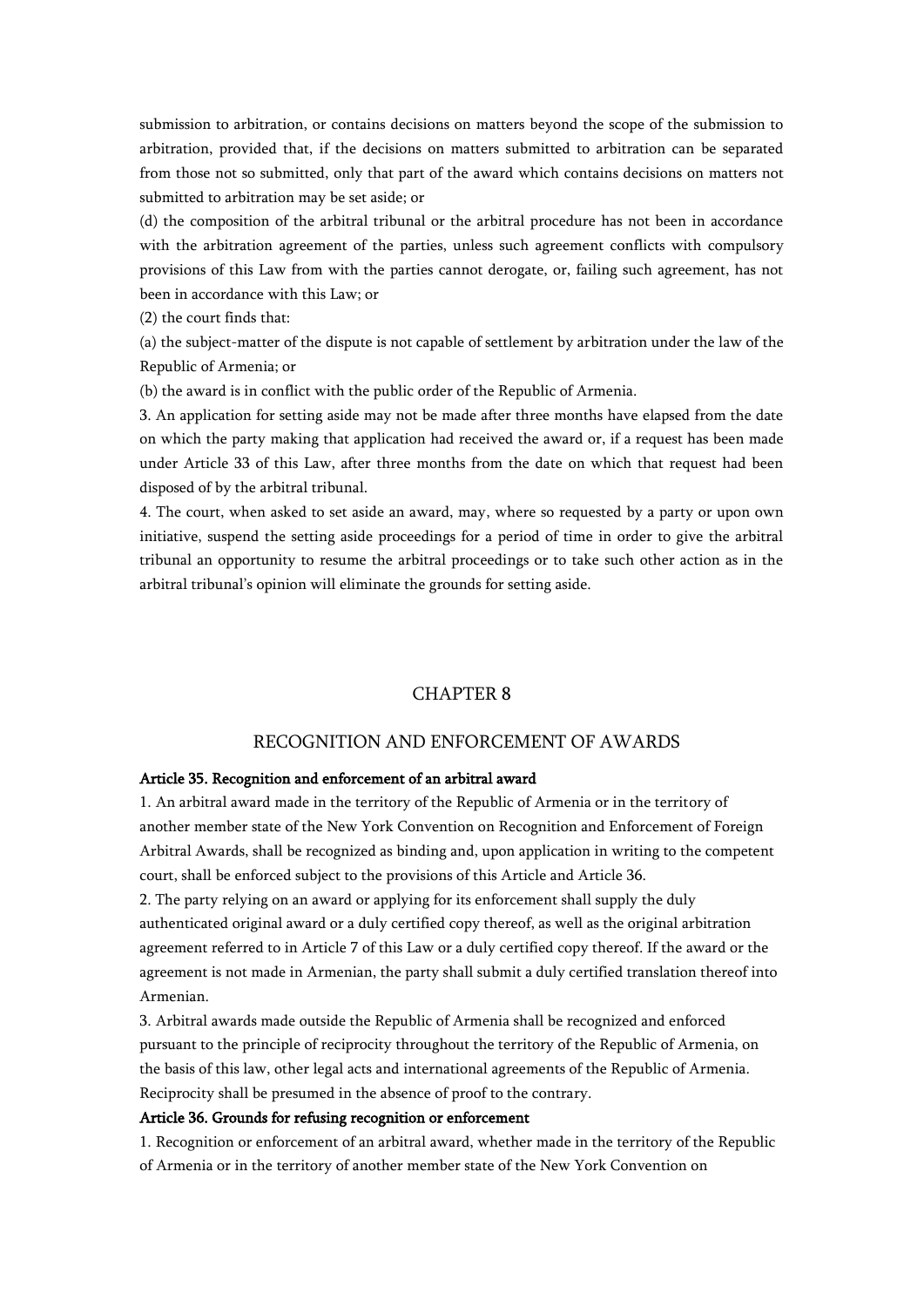submission to arbitration, or contains decisions on matters beyond the scope of the submission to arbitration, provided that, if the decisions on matters submitted to arbitration can be separated from those not so submitted, only that part of the award which contains decisions on matters not submitted to arbitration may be set aside; or

(d) the composition of the arbitral tribunal or the arbitral procedure has not been in accordance with the arbitration agreement of the parties, unless such agreement conflicts with compulsory provisions of this Law from with the parties cannot derogate, or, failing such agreement, has not been in accordance with this Law; or

(2) the court finds that:

(a) the subject-matter of the dispute is not capable of settlement by arbitration under the law of the Republic of Armenia; or

(b) the award is in conflict with the public order of the Republic of Armenia.

3. An application for setting aside may not be made after three months have elapsed from the date on which the party making that application had received the award or, if a request has been made under Article 33 of this Law, after three months from the date on which that request had been disposed of by the arbitral tribunal.

4. The court, when asked to set aside an award, may, where so requested by a party or upon own initiative, suspend the setting aside proceedings for a period of time in order to give the arbitral tribunal an opportunity to resume the arbitral proceedings or to take such other action as in the arbitral tribunal's opinion will eliminate the grounds for setting aside.

## CHAPTER 8

## RECOGNITION AND ENFORCEMENT OF AWARDS

**Article 35. Recognition and enforcement of an arbitral award**

1. An arbitral award made in the territory of the Republic of Armenia or in the territory of another member state of the New York Convention on Recognition and Enforcement of Foreign Arbitral Awards, shall be recognized as binding and, upon application in writing to the competent court, shall be enforced subject to the provisions of this Article and Article 36.

2. The party relying on an award or applying for its enforcement shall supply the duly authenticated original award or a duly certified copy thereof, as well as the original arbitration agreement referred to in Article 7 of this Law or a duly certified copy thereof. If the award or the agreement is not made in Armenian, the party shall submit a duly certified translation thereof into Armenian.

3. Arbitral awards made outside the Republic of Armenia shall be recognized and enforced pursuant to the principle of reciprocity throughout the territory of the Republic of Armenia, on the basis of this law, other legal acts and international agreements of the Republic of Armenia. Reciprocity shall be presumed in the absence of proof to the contrary.

**Article 36. Grounds for refusing recognition or enforcement**

1. Recognition or enforcement of an arbitral award, whether made in the territory of the Republic of Armenia or in the territory of another member state of the New York Convention on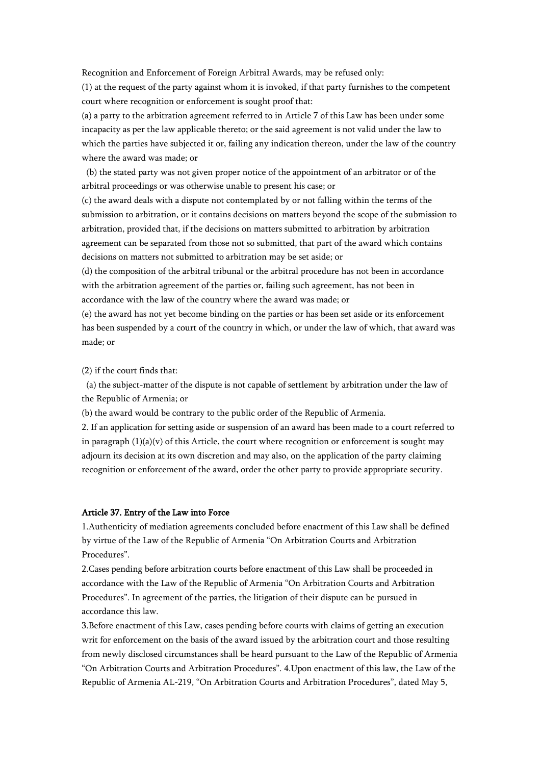Recognition and Enforcement of Foreign Arbitral Awards, may be refused only:

(1) at the request of the party against whom it is invoked, if that party furnishes to the competent court where recognition or enforcement is sought proof that:

(a) a party to the arbitration agreement referred to in Article 7 of this Law has been under some incapacity as per the law applicable thereto; or the said agreement is not valid under the law to which the parties have subjected it or, failing any indication thereon, under the law of the country where the award was made; or

(b) the stated party was not given proper notice of the appointment of an arbitrator or of the arbitral proceedings or was otherwise unable to present his case; or

(c) the award deals with a dispute not contemplated by or not falling within the terms of the submission to arbitration, or it contains decisions on matters beyond the scope of the submission to arbitration, provided that, if the decisions on matters submitted to arbitration by arbitration agreement can be separated from those not so submitted, that part of the award which contains decisions on matters not submitted to arbitration may be set aside; or

(d) the composition of the arbitral tribunal or the arbitral procedure has not been in accordance with the arbitration agreement of the parties or, failing such agreement, has not been in accordance with the law of the country where the award was made; or

(e) the award has not yet become binding on the parties or has been set aside or its enforcement has been suspended by a court of the country in which, or under the law of which, that award was made; or

(2) if the court finds that:

(a) the subject-matter of the dispute is not capable of settlement by arbitration under the law of the Republic of Armenia; or

(b) the award would be contrary to the public order of the Republic of Armenia.

2. If an application for setting aside or suspension of an award has been made to a court referred to in paragraph (1)(a)(v) of this Article, the court where recognition or enforcement is sought may adjourn its decision at its own discretion and may also, on the application of the party claiming recognition or enforcement of the award, order the other party to provide appropriate security.

### Article 37. Entry of the Law into Force

1.Authenticity of mediation agreements concluded before enactment of this Law shall be defined by virtue of the Law of the Republic of Armenia "On Arbitration Courts and Arbitration Procedures".

2.Cases pending before arbitration courts before enactment of this Law shall be proceeded in accordance with the Law of the Republic of Armenia "On Arbitration Courts and Arbitration Procedures". In agreement of the parties, the litigation of their dispute can be pursued in accordance this law.

3.Before enactment of this Law, cases pending before courts with claims of getting an execution writ for enforcement on the basis of the award issued by the arbitration court and those resulting from newly disclosed circumstances shall be heard pursuant to the Law of the Republic of Armenia "On Arbitration Courts and Arbitration Procedures". 4.Upon enactment of this law, the Law of the Republic of Armenia AL-219, "On Arbitration Courts and Arbitration Procedures", dated May 5,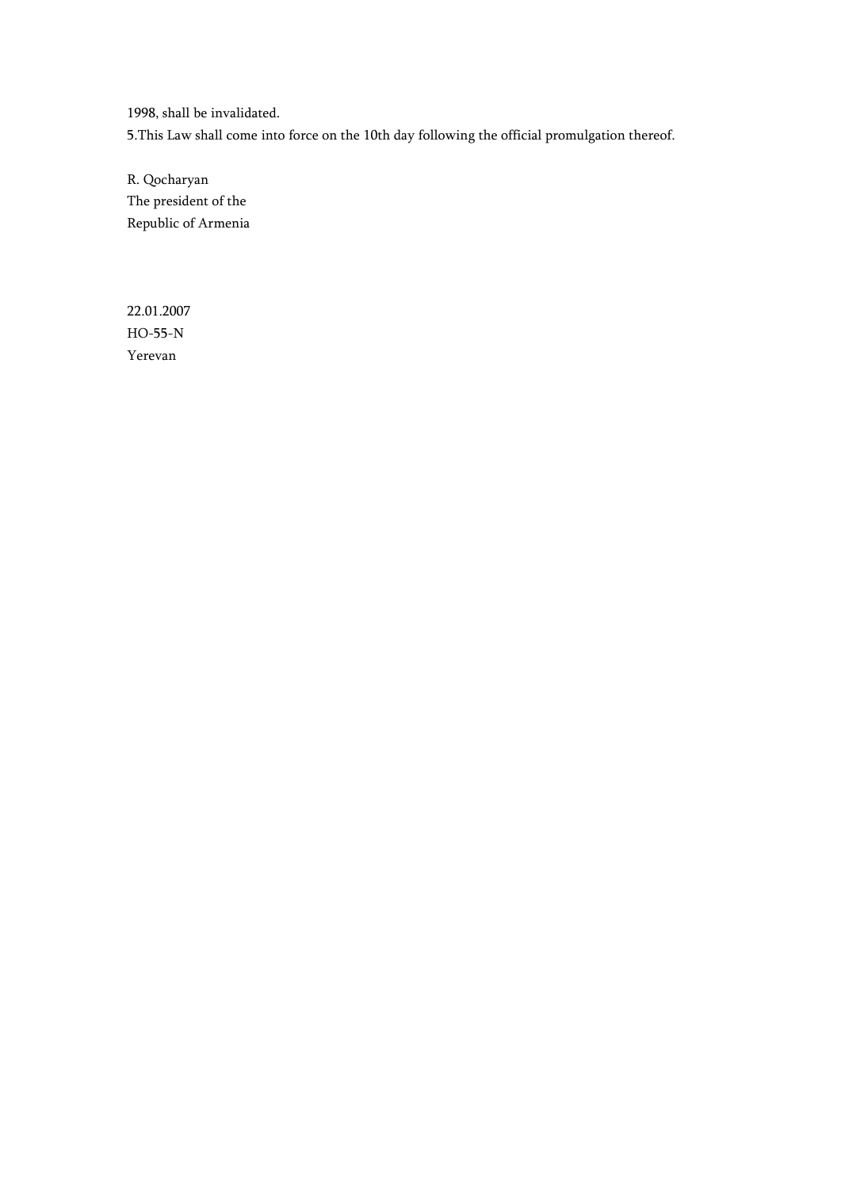1998, shall be invalidated.

5.This Law shall come into force on the 10th day following the official promulgation thereof.

R. Qocharyan
The president of the
Republic of Armenia

22.01.2007
HO-55-N
Yerevan